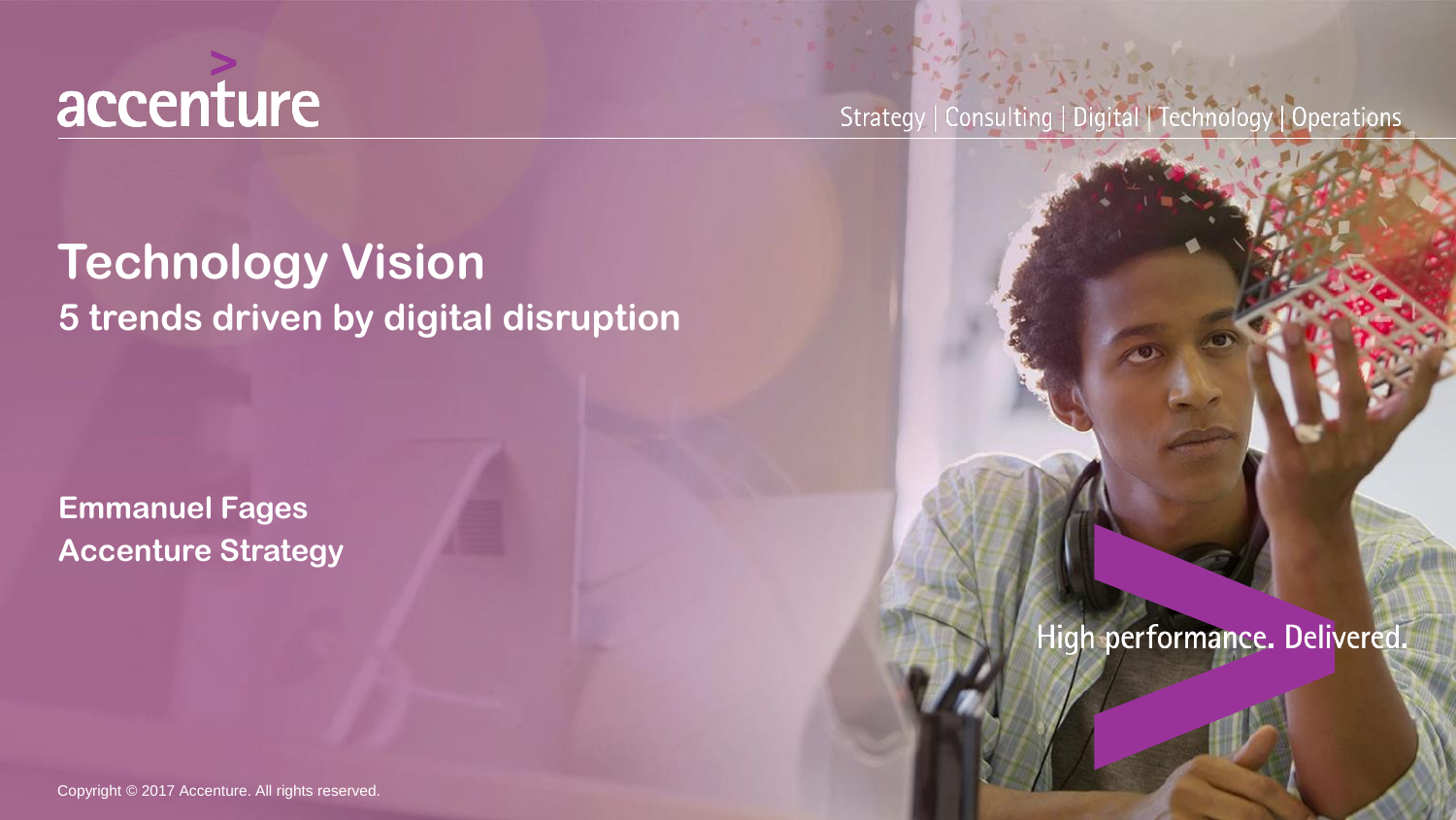accenture

Strategy | Consulting | Digital | Technology | Operations

# Technology Vision

## 5 trends driven by digital disruption

**Emmanuel Fages**
**Accenture Strategy**

High performance. Delivered.

Copyright © 2017 Accenture. All rights reserved.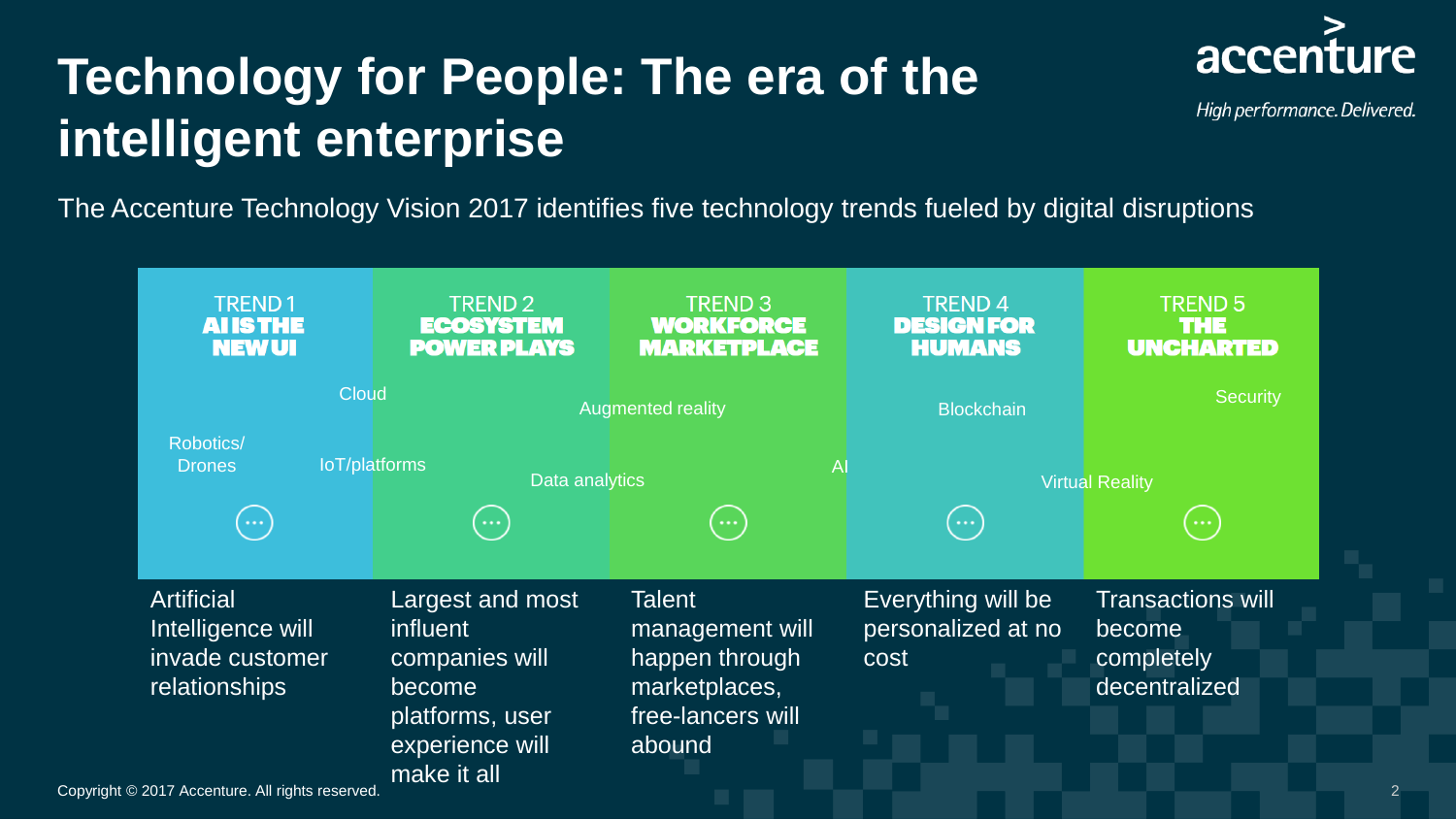# Technology for People: The era of the intelligent enterprise

accenture

*High performance. Delivered.*

The Accenture Technology Vision 2017 identifies five technology trends fueled by digital disruptions

| TREND 1 **AI IS THE NEW UI** | TREND 2 **ECOSYSTEM POWER PLAYS** | TREND 3 **WORKFORCE MARKETPLACE** | TREND 4 **DESIGN FOR HUMANS** | TREND 5 **THE UNCHARTED** |
|---|---|---|---|---|
| Artificial Intelligence will invade customer relationships | Largest and most influent companies will become platforms, user experience will make it all | Talent management will happen through marketplaces, free-lancers will abound | Everything will be personalized at no cost | Transactions will become completely decentralized |

Cloud, Robotics/ Drones, IoT/platforms, Augmented reality, Data analytics, AI, Blockchain, Virtual Reality, Security

Copyright © 2017 Accenture. All rights reserved.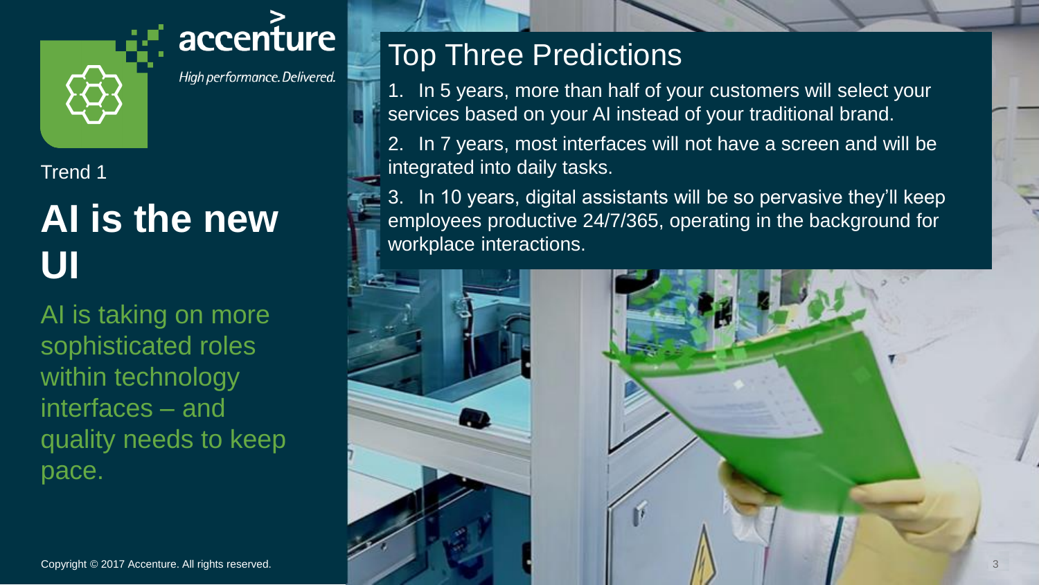accenture

*High performance. Delivered.*

Trend 1

# AI is the new UI

AI is taking on more sophisticated roles within technology interfaces – and quality needs to keep pace.

## Top Three Predictions

1. In 5 years, more than half of your customers will select your services based on your AI instead of your traditional brand.
2. In 7 years, most interfaces will not have a screen and will be integrated into daily tasks.
3. In 10 years, digital assistants will be so pervasive they'll keep employees productive 24/7/365, operating in the background for workplace interactions.

Copyright © 2017 Accenture. All rights reserved.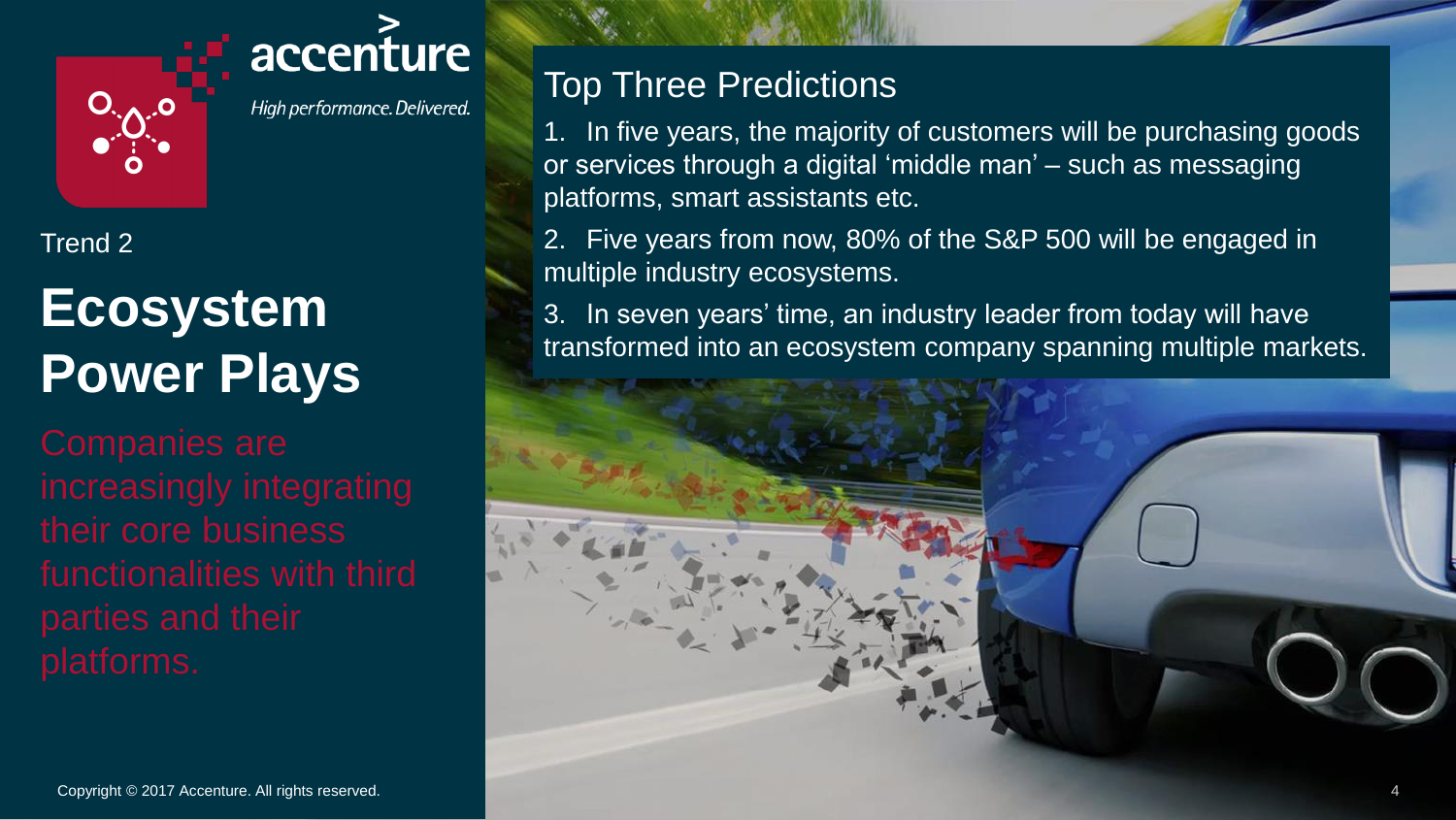accenture

High performance. Delivered.

Trend 2

# Ecosystem Power Plays

Companies are increasingly integrating their core business functionalities with third parties and their platforms.

## Top Three Predictions

1. In five years, the majority of customers will be purchasing goods or services through a digital 'middle man' – such as messaging platforms, smart assistants etc.
2. Five years from now, 80% of the S&P 500 will be engaged in multiple industry ecosystems.
3. In seven years' time, an industry leader from today will have transformed into an ecosystem company spanning multiple markets.

Copyright © 2017 Accenture. All rights reserved.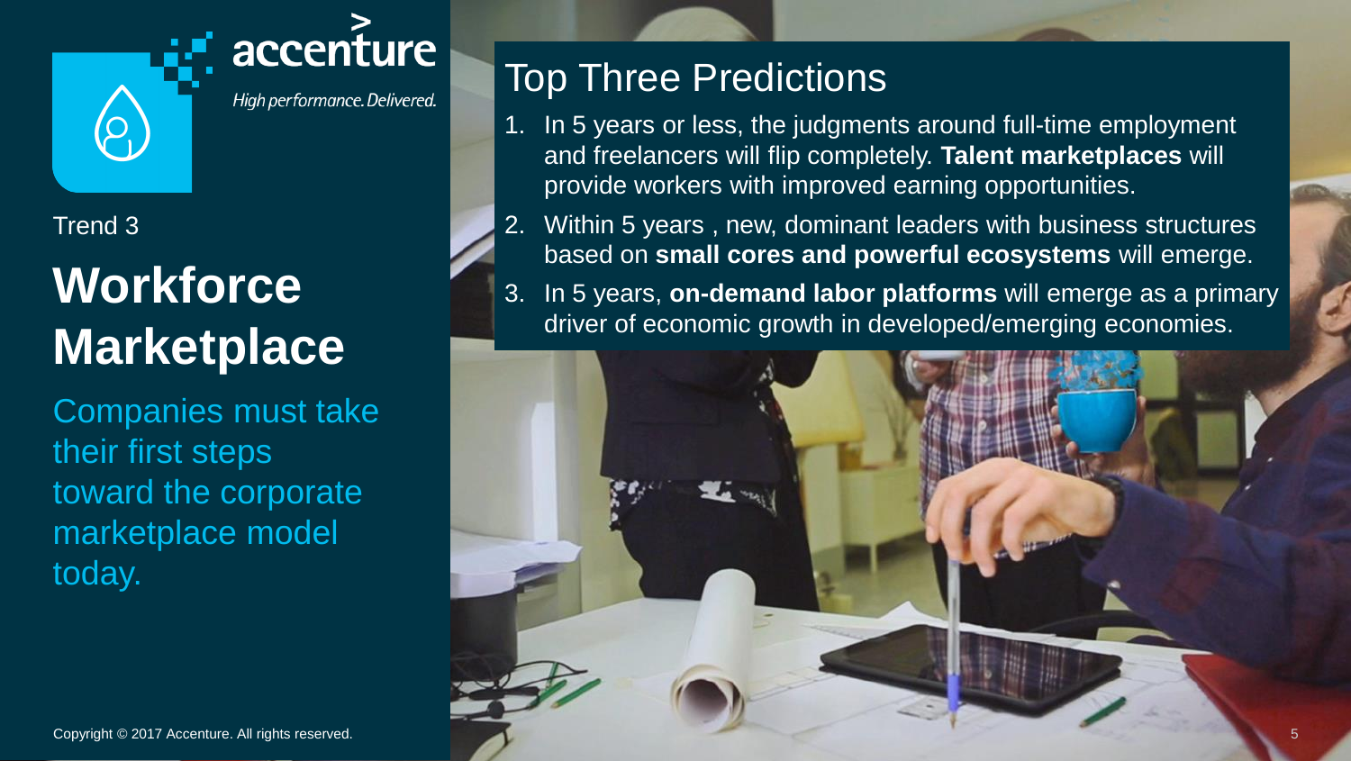accenture

*High performance. Delivered.*

Trend 3

# Workforce Marketplace

Companies must take their first steps toward the corporate marketplace model today.

## Top Three Predictions

1. In 5 years or less, the judgments around full-time employment and freelancers will flip completely. **Talent marketplaces** will provide workers with improved earning opportunities.
2. Within 5 years , new, dominant leaders with business structures based on **small cores and powerful ecosystems** will emerge.
3. In 5 years, **on-demand labor platforms** will emerge as a primary driver of economic growth in developed/emerging economies.

Copyright © 2017 Accenture. All rights reserved.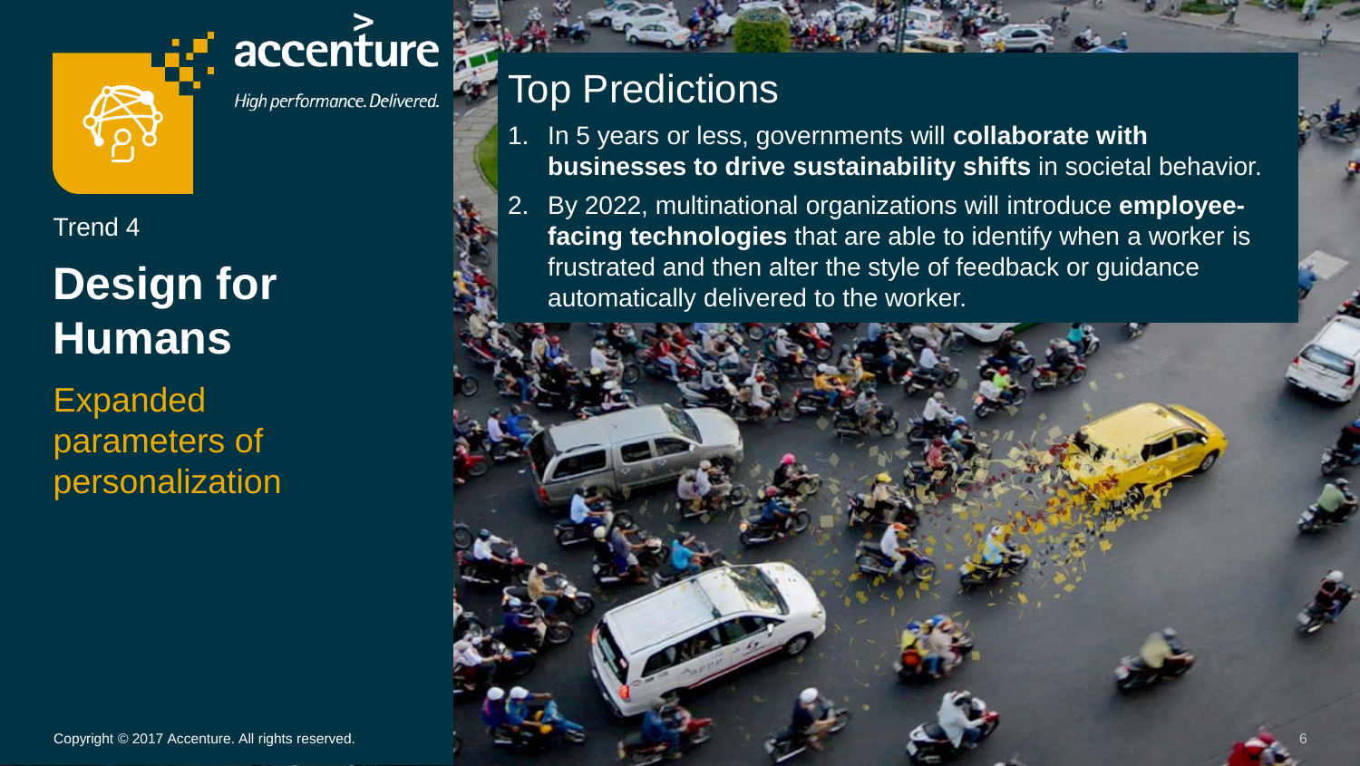Trend 4

# Design for Humans

Expanded parameters of personalization

## Top Predictions

1. In 5 years or less, governments will **collaborate with businesses to drive sustainability shifts** in societal behavior.
2. By 2022, multinational organizations will introduce **employee-facing technologies** that are able to identify when a worker is frustrated and then alter the style of feedback or guidance automatically delivered to the worker.

Copyright © 2017 Accenture. All rights reserved.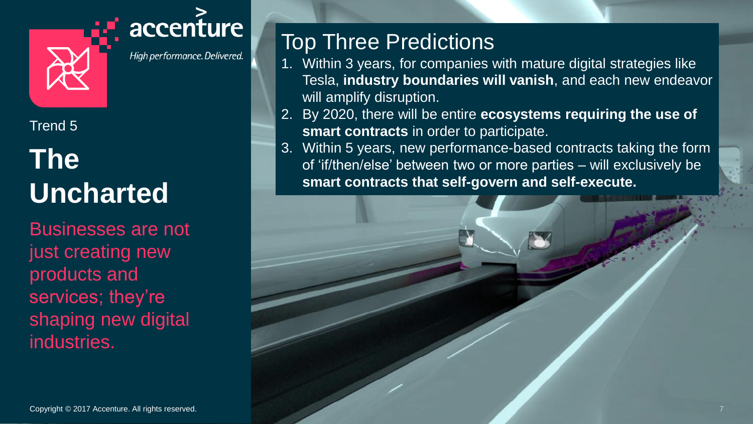accenture

High performance. Delivered.

Trend 5

# The Uncharted

Businesses are not just creating new products and services; they're shaping new digital industries.

## Top Three Predictions

1. Within 3 years, for companies with mature digital strategies like Tesla, **industry boundaries will vanish**, and each new endeavor will amplify disruption.
2. By 2020, there will be entire **ecosystems requiring the use of smart contracts** in order to participate.
3. Within 5 years, new performance-based contracts taking the form of 'if/then/else' between two or more parties – will exclusively be **smart contracts that self-govern and self-execute.**

Copyright © 2017 Accenture. All rights reserved.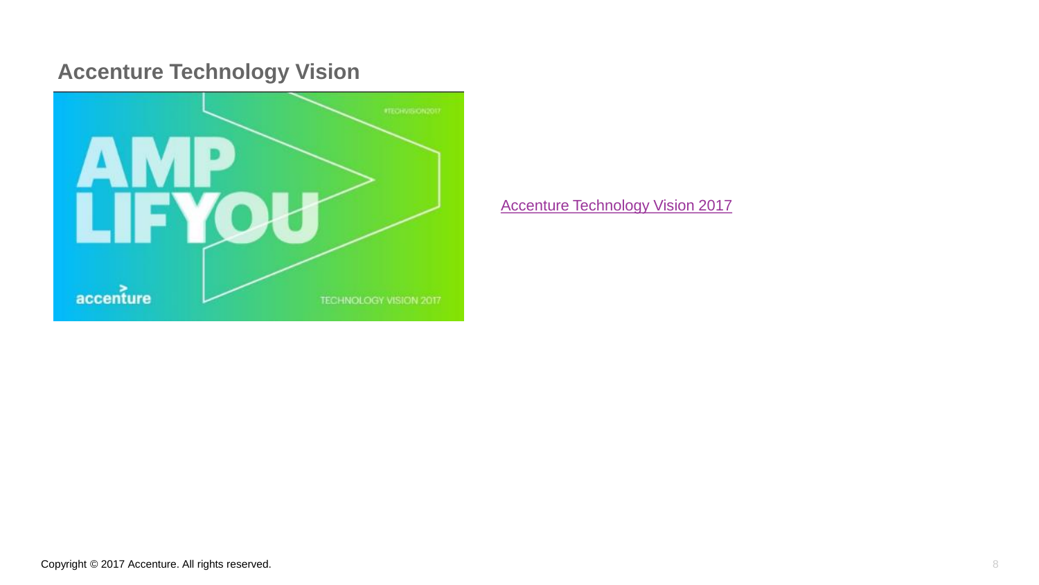# Accenture Technology Vision

Accenture Technology Vision 2017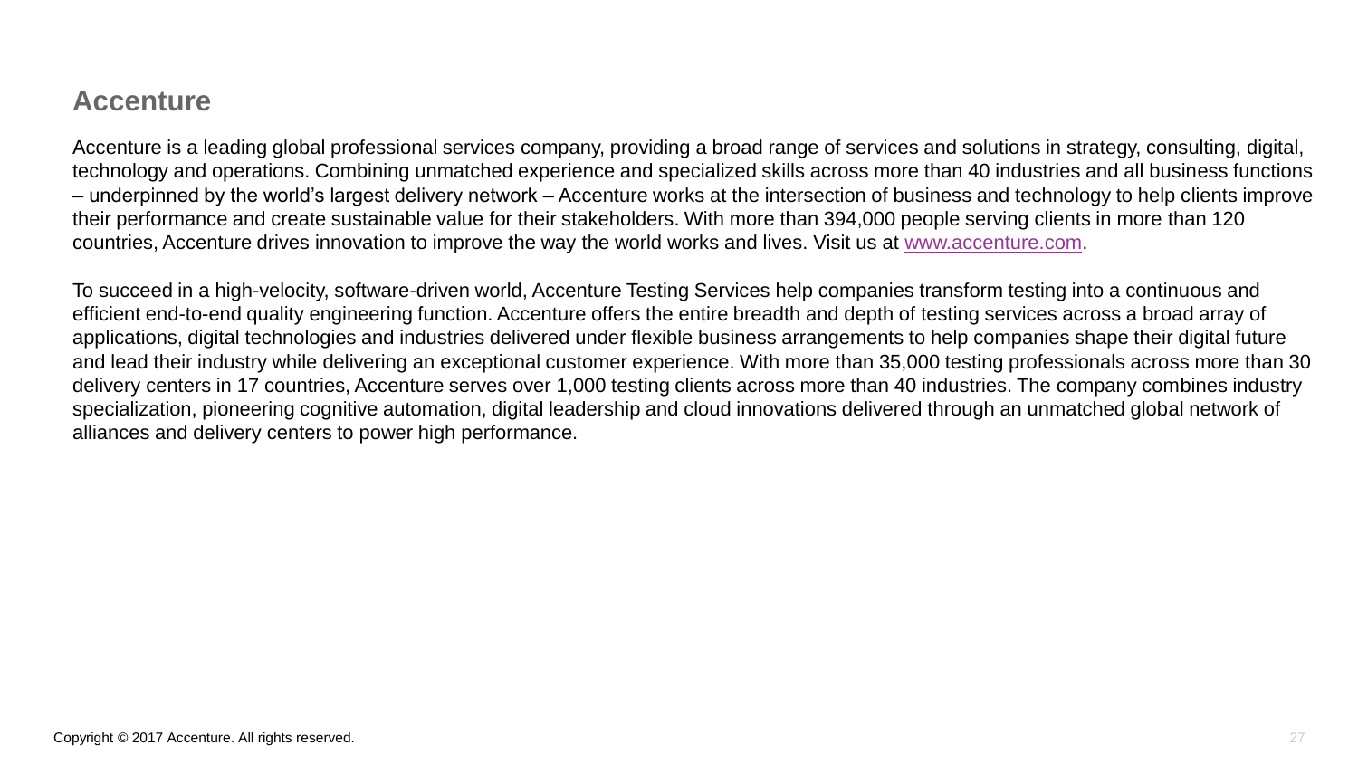## Accenture

Accenture is a leading global professional services company, providing a broad range of services and solutions in strategy, consulting, digital, technology and operations. Combining unmatched experience and specialized skills across more than 40 industries and all business functions – underpinned by the world’s largest delivery network – Accenture works at the intersection of business and technology to help clients improve their performance and create sustainable value for their stakeholders. With more than 394,000 people serving clients in more than 120 countries, Accenture drives innovation to improve the way the world works and lives. Visit us at www.accenture.com.

To succeed in a high-velocity, software-driven world, Accenture Testing Services help companies transform testing into a continuous and efficient end-to-end quality engineering function. Accenture offers the entire breadth and depth of testing services across a broad array of applications, digital technologies and industries delivered under flexible business arrangements to help companies shape their digital future and lead their industry while delivering an exceptional customer experience. With more than 35,000 testing professionals across more than 30 delivery centers in 17 countries, Accenture serves over 1,000 testing clients across more than 40 industries. The company combines industry specialization, pioneering cognitive automation, digital leadership and cloud innovations delivered through an unmatched global network of alliances and delivery centers to power high performance.

Copyright © 2017 Accenture. All rights reserved.